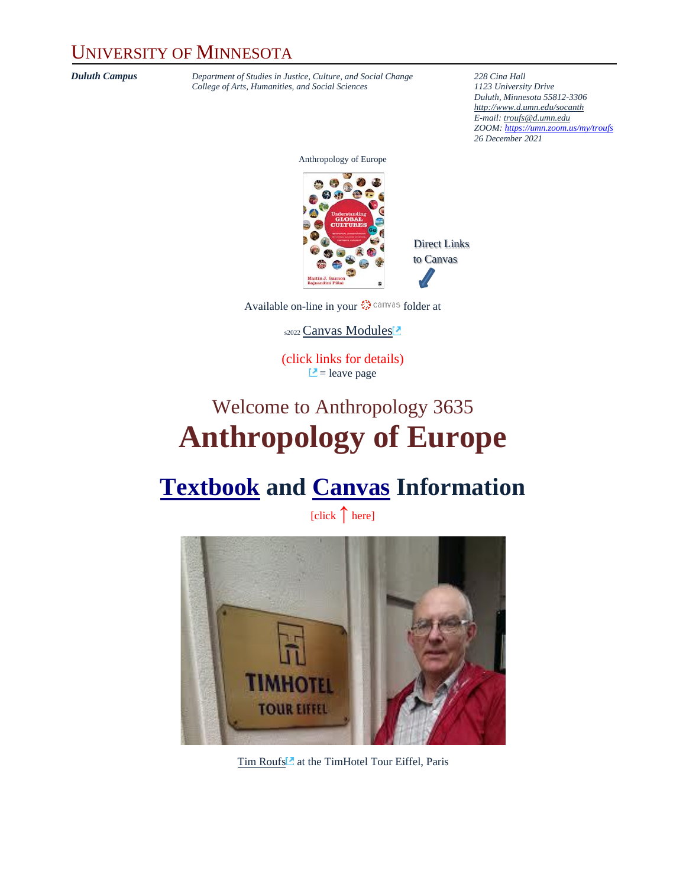# UNIVERSITY OF MINNESOTA

***Duluth Campus***

*Department of Studies in Justice, Culture, and Social Change*
*College of Arts, Humanities, and Social Sciences*

*228 Cina Hall*
*1123 University Drive*
*Duluth, Minnesota 55812-3306*
*http://www.d.umn.edu/socanth*
*E-mail: troufs@d.umn.edu*
*ZOOM: https://umn.zoom.us/my/troufs*
*26 December 2021*

Anthropology of Europe

Direct Links to Canvas

Available on-line in your canvas folder at

s2022 Canvas Modules

(click links for details)
= leave page

## Welcome to Anthropology 3635

# Anthropology of Europe

# Textbook and Canvas Information

[click ↑ here]

Tim Roufs at the TimHotel Tour Eiffel, Paris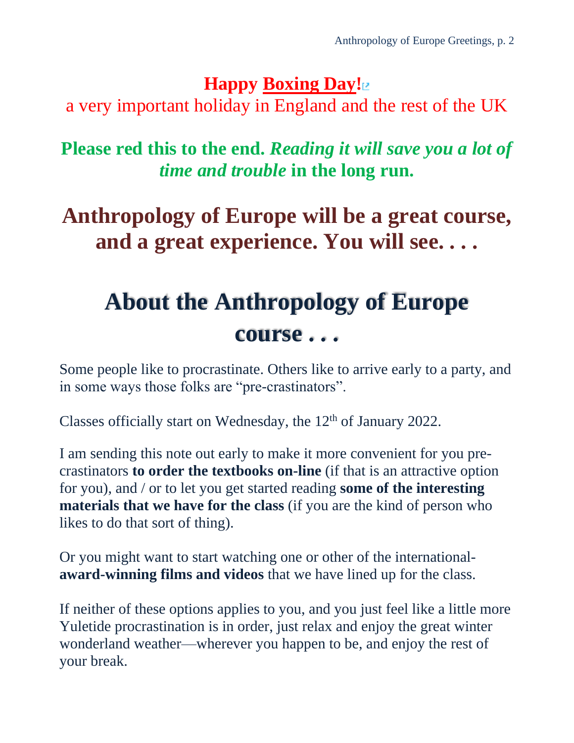**Happy Boxing Day!**

a very important holiday in England and the rest of the UK

**Please red this to the end. *Reading it will save you a lot of time and trouble* in the long run.**

# Anthropology of Europe will be a great course, and a great experience. You will see. . . .

## About the Anthropology of Europe course . . .

Some people like to procrastinate. Others like to arrive early to a party, and in some ways those folks are "pre-crastinators".

Classes officially start on Wednesday, the 12th of January 2022.

I am sending this note out early to make it more convenient for you pre-crastinators **to order the textbooks on-line** (if that is an attractive option for you), and / or to let you get started reading **some of the interesting materials that we have for the class** (if you are the kind of person who likes to do that sort of thing).

Or you might want to start watching one or other of the international-**award-winning films and videos** that we have lined up for the class.

If neither of these options applies to you, and you just feel like a little more Yuletide procrastination is in order, just relax and enjoy the great winter wonderland weather—wherever you happen to be, and enjoy the rest of your break.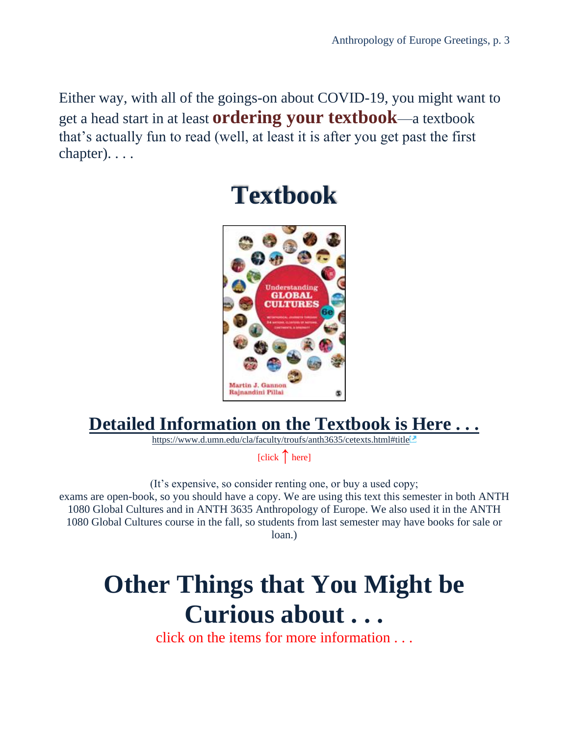Either way, with all of the goings-on about COVID-19, you might want to get a head start in at least **ordering your textbook**—a textbook that's actually fun to read (well, at least it is after you get past the first chapter). . . .

# Textbook

## Detailed Information on the Textbook is Here . . .

https://www.d.umn.edu/cla/faculty/troufs/anth3635/cetexts.html#title

[click ↑ here]

(It's expensive, so consider renting one, or buy a used copy;
exams are open-book, so you should have a copy. We are using this text this semester in both ANTH 1080 Global Cultures and in ANTH 3635 Anthropology of Europe. We also used it in the ANTH 1080 Global Cultures course in the fall, so students from last semester may have books for sale or loan.)

# Other Things that You Might be Curious about . . .

click on the items for more information . . .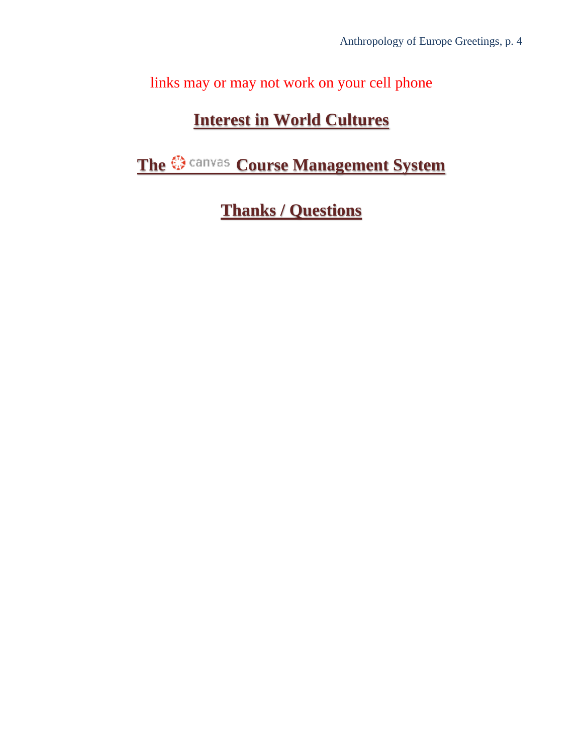links may or may not work on your cell phone

## Interest in World Cultures

## The canvas Course Management System

## Thanks / Questions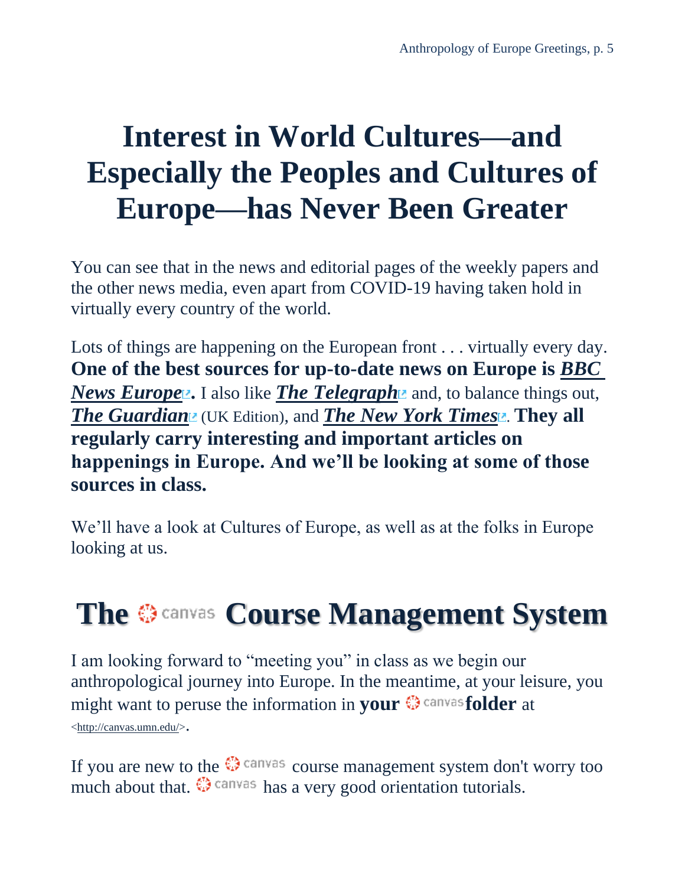# Interest in World Cultures—and Especially the Peoples and Cultures of Europe—has Never Been Greater

You can see that in the news and editorial pages of the weekly papers and the other news media, even apart from COVID-19 having taken hold in virtually every country of the world.

Lots of things are happening on the European front . . . virtually every day. **One of the best sources for up-to-date news on Europe is *BBC News Europe*.** I also like ***The Telegraph*** and, to balance things out, ***The Guardian*** (UK Edition), and ***The New York Times***. **They all regularly carry interesting and important articles on happenings in Europe. And we'll be looking at some of those sources in class.**

We'll have a look at Cultures of Europe, as well as at the folks in Europe looking at us.

# The canvas Course Management System

I am looking forward to "meeting you" in class as we begin our anthropological journey into Europe. In the meantime, at your leisure, you might want to peruse the information in **your** canvas **folder** at <http://canvas.umn.edu/>.

If you are new to the canvas course management system don't worry too much about that. canvas has a very good orientation tutorials.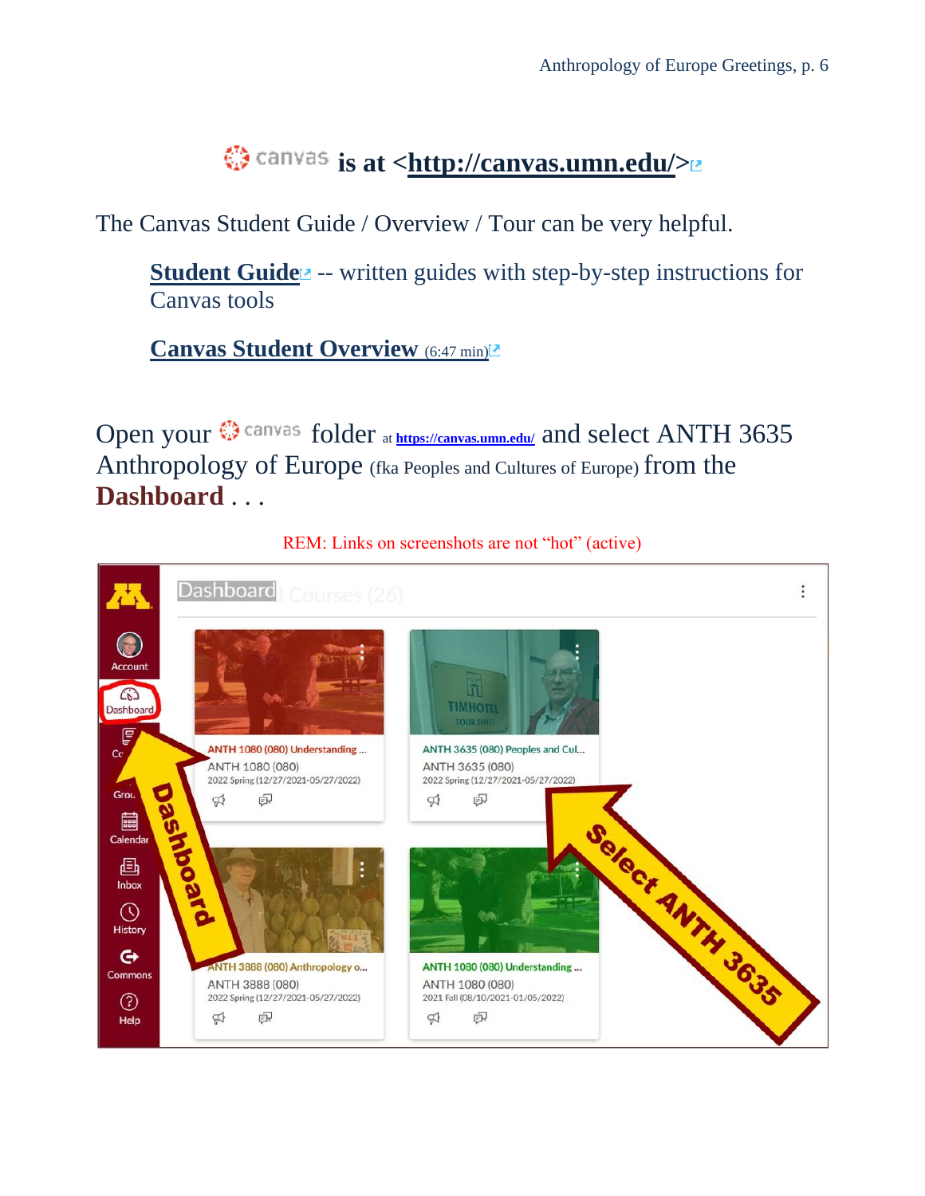## canvas is at <[http://canvas.umn.edu/](http://canvas.umn.edu/)>

The Canvas Student Guide / Overview / Tour can be very helpful.

> **[Student Guide]()** -- written guides with step-by-step instructions for Canvas tools
>
> **[Canvas Student Overview]()** (6:47 min)

Open your canvas folder at [https://canvas.umn.edu/](https://canvas.umn.edu/) and select ANTH 3635 Anthropology of Europe (fka Peoples and Cultures of Europe) from the **Dashboard** . . .

REM: Links on screenshots are not "hot" (active)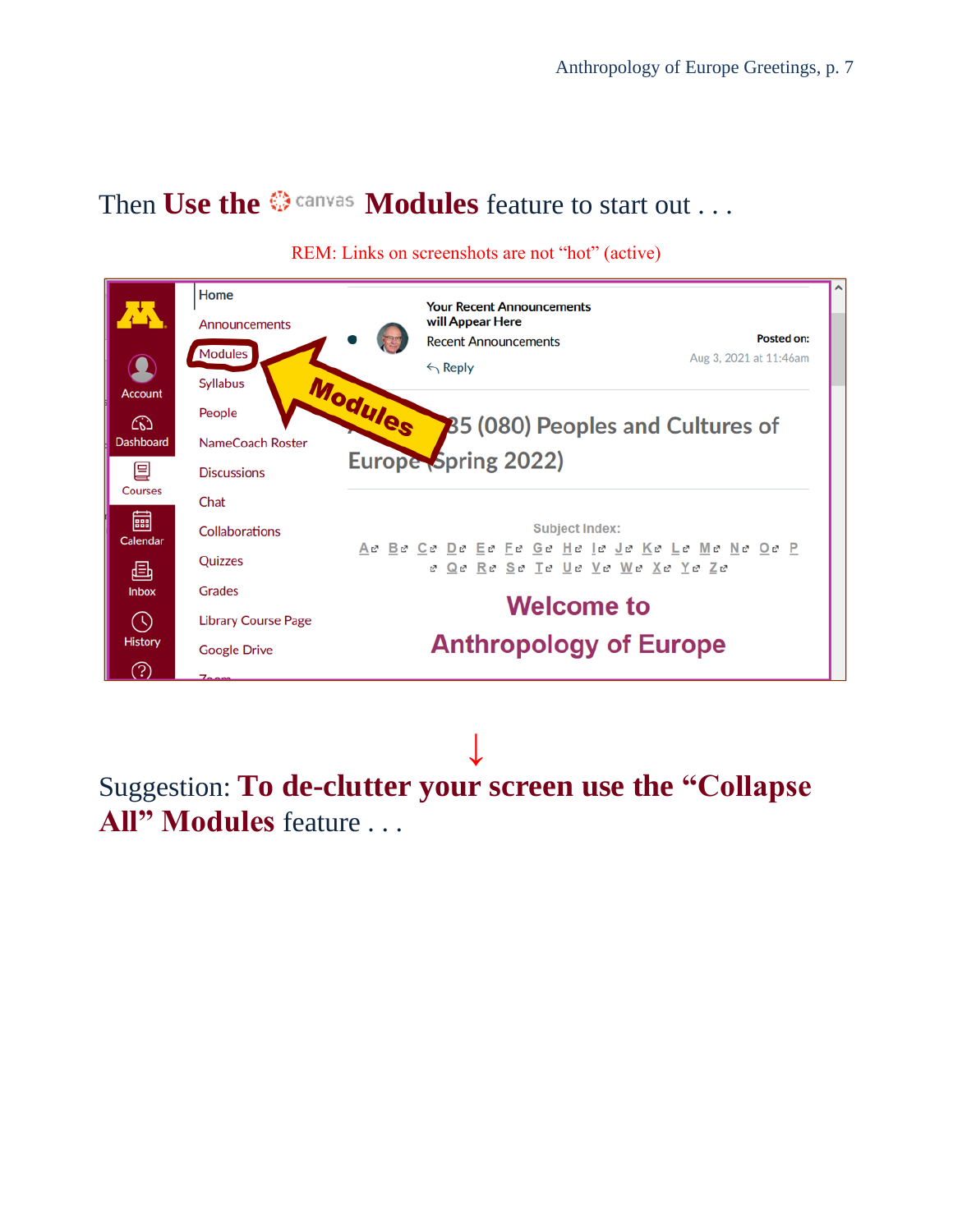Then **Use the** canvas **Modules** feature to start out . . .

REM: Links on screenshots are not "hot" (active)

↓

Suggestion: **To de-clutter your screen use the "Collapse All" Modules** feature . . .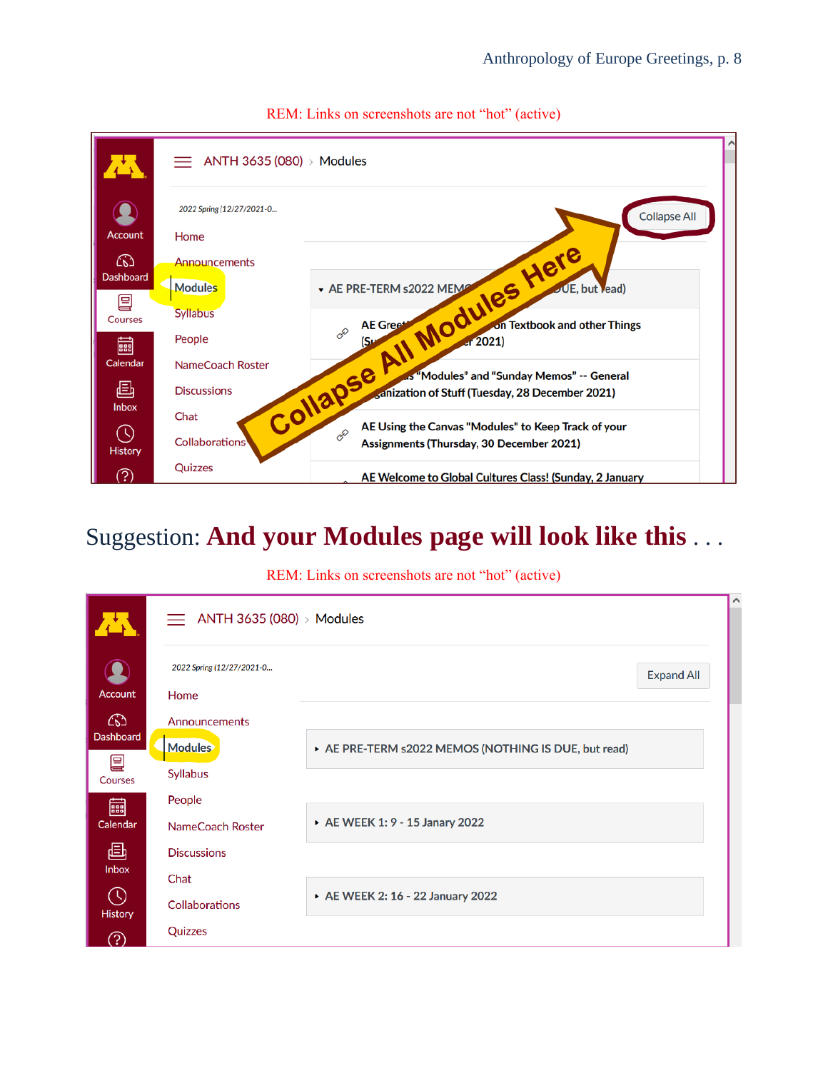REM: Links on screenshots are not “hot” (active)

Suggestion: **And your Modules page will look like this . . .**

REM: Links on screenshots are not “hot” (active)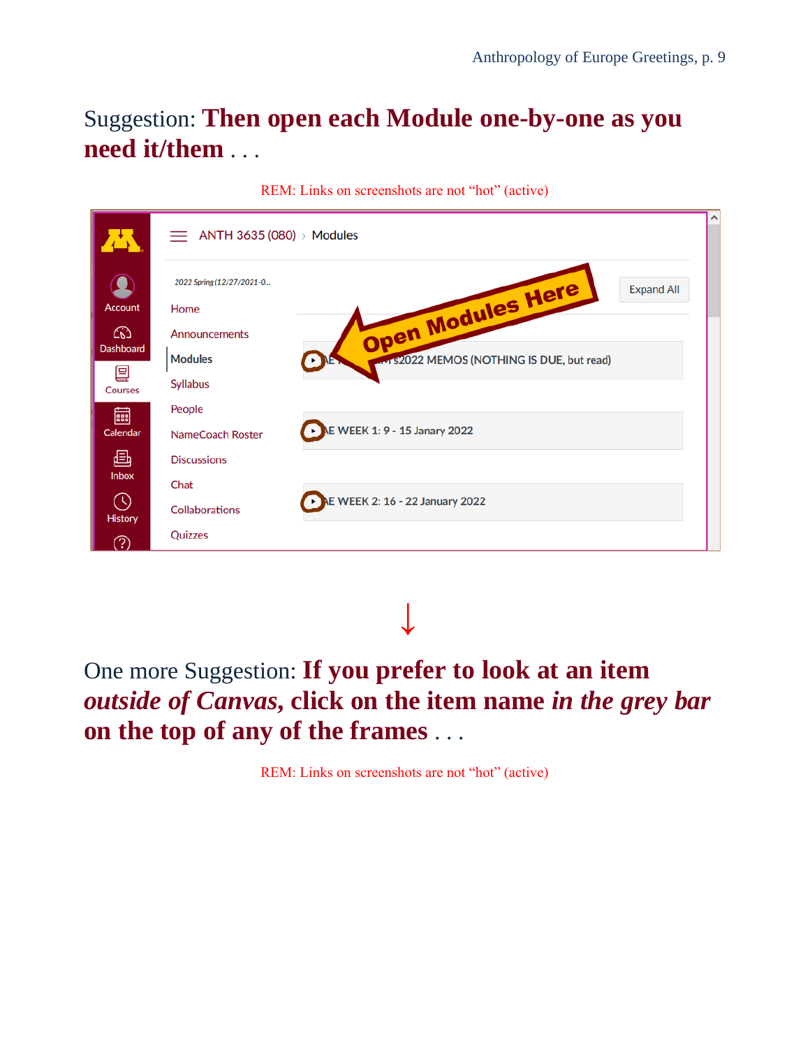Suggestion: **Then open each Module one-by-one as you need it/them** . . .

REM: Links on screenshots are not “hot” (active)

↓

One more Suggestion: **If you prefer to look at an item *outside of Canvas,* click on the item name *in the grey bar* on the top of any of the frames** . . .

REM: Links on screenshots are not “hot” (active)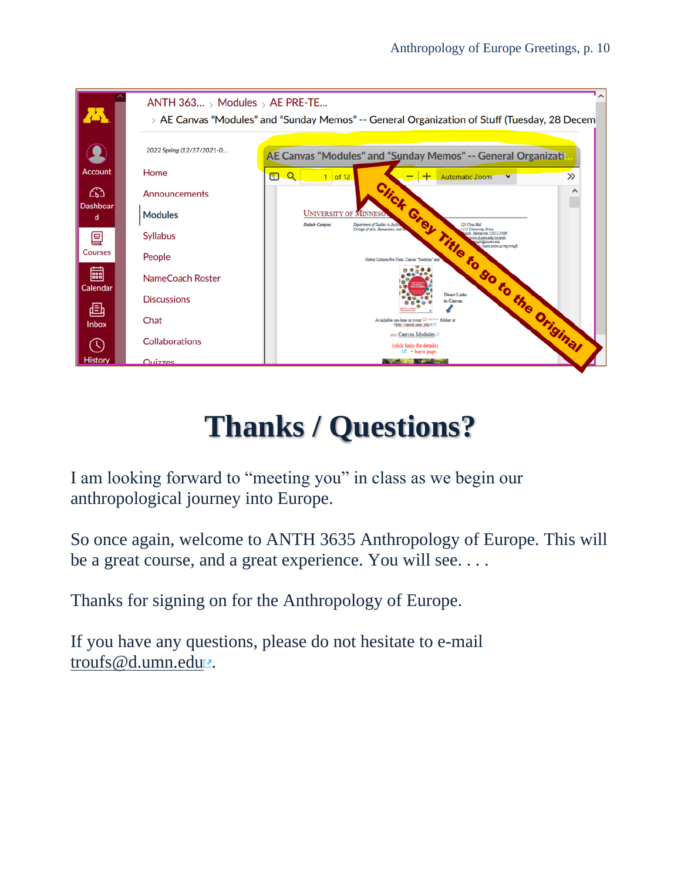# Thanks / Questions?

I am looking forward to "meeting you" in class as we begin our anthropological journey into Europe.

So once again, welcome to ANTH 3635 Anthropology of Europe. This will be a great course, and a great experience. You will see. . . .

Thanks for signing on for the Anthropology of Europe.

If you have any questions, please do not hesitate to e-mail troufs@d.umn.edu.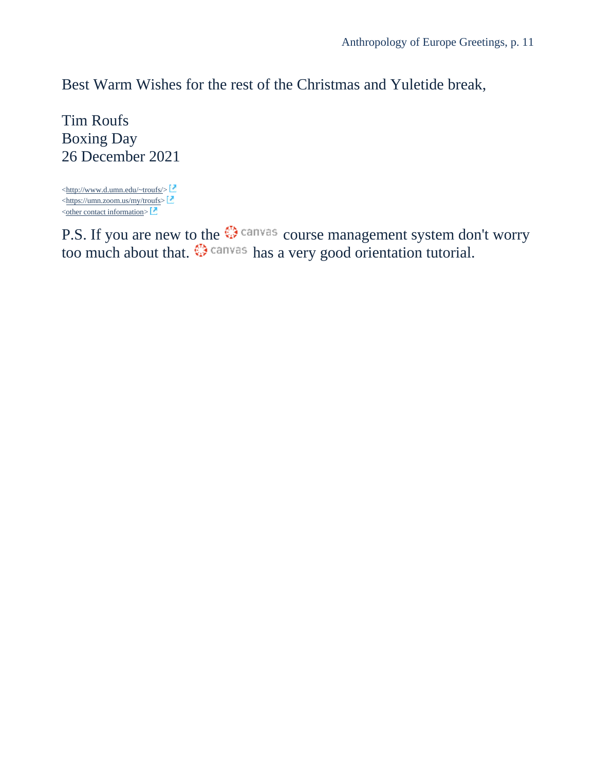Best Warm Wishes for the rest of the Christmas and Yuletide break,

Tim Roufs
Boxing Day
26 December 2021

<http://www.d.umn.edu/~troufs/>
<https://umn.zoom.us/my/troufs>
<other contact information>

P.S. If you are new to the canvas course management system don't worry too much about that. canvas has a very good orientation tutorial.